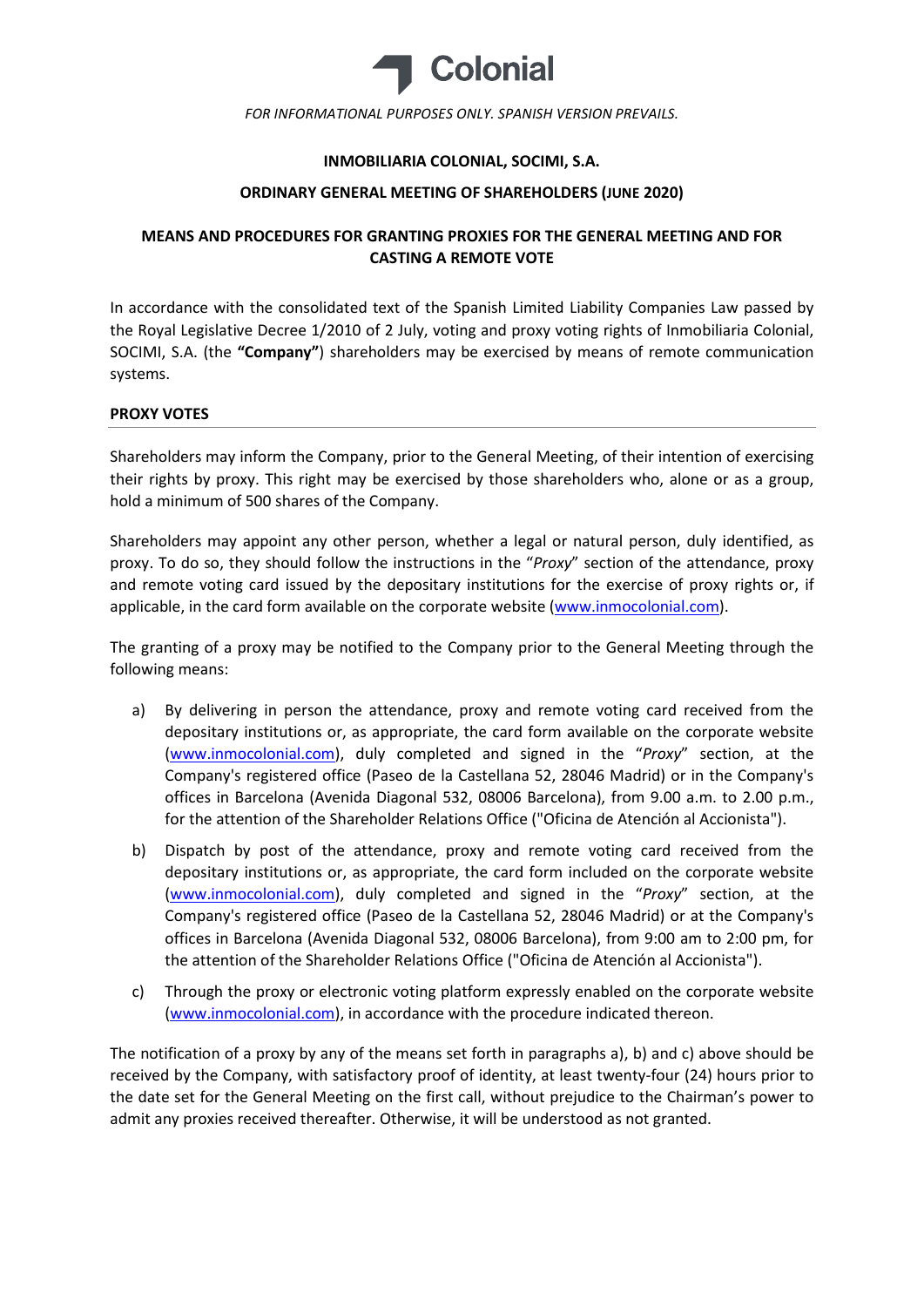Colonial

*FOR INFORMATIONAL PURPOSES ONLY. SPANISH VERSION PREVAILS.*

**INMOBILIARIA COLONIAL, SOCIMI, S.A.**

**ORDINARY GENERAL MEETING OF SHAREHOLDERS (JUNE 2020)**

**MEANS AND PROCEDURES FOR GRANTING PROXIES FOR THE GENERAL MEETING AND FOR CASTING A REMOTE VOTE**

In accordance with the consolidated text of the Spanish Limited Liability Companies Law passed by the Royal Legislative Decree 1/2010 of 2 July, voting and proxy voting rights of Inmobiliaria Colonial, SOCIMI, S.A. (the **"Company"**) shareholders may be exercised by means of remote communication systems.

## PROXY VOTES

Shareholders may inform the Company, prior to the General Meeting, of their intention of exercising their rights by proxy. This right may be exercised by those shareholders who, alone or as a group, hold a minimum of 500 shares of the Company.

Shareholders may appoint any other person, whether a legal or natural person, duly identified, as proxy. To do so, they should follow the instructions in the "*Proxy*" section of the attendance, proxy and remote voting card issued by the depositary institutions for the exercise of proxy rights or, if applicable, in the card form available on the corporate website (www.inmocolonial.com).

The granting of a proxy may be notified to the Company prior to the General Meeting through the following means:

a) By delivering in person the attendance, proxy and remote voting card received from the depositary institutions or, as appropriate, the card form available on the corporate website (www.inmocolonial.com), duly completed and signed in the "*Proxy*" section, at the Company's registered office (Paseo de la Castellana 52, 28046 Madrid) or in the Company's offices in Barcelona (Avenida Diagonal 532, 08006 Barcelona), from 9.00 a.m. to 2.00 p.m., for the attention of the Shareholder Relations Office ("Oficina de Atención al Accionista").

b) Dispatch by post of the attendance, proxy and remote voting card received from the depositary institutions or, as appropriate, the card form included on the corporate website (www.inmocolonial.com), duly completed and signed in the "*Proxy*" section, at the Company's registered office (Paseo de la Castellana 52, 28046 Madrid) or at the Company's offices in Barcelona (Avenida Diagonal 532, 08006 Barcelona), from 9:00 am to 2:00 pm, for the attention of the Shareholder Relations Office ("Oficina de Atención al Accionista").

c) Through the proxy or electronic voting platform expressly enabled on the corporate website (www.inmocolonial.com), in accordance with the procedure indicated thereon.

The notification of a proxy by any of the means set forth in paragraphs a), b) and c) above should be received by the Company, with satisfactory proof of identity, at least twenty-four (24) hours prior to the date set for the General Meeting on the first call, without prejudice to the Chairman's power to admit any proxies received thereafter. Otherwise, it will be understood as not granted.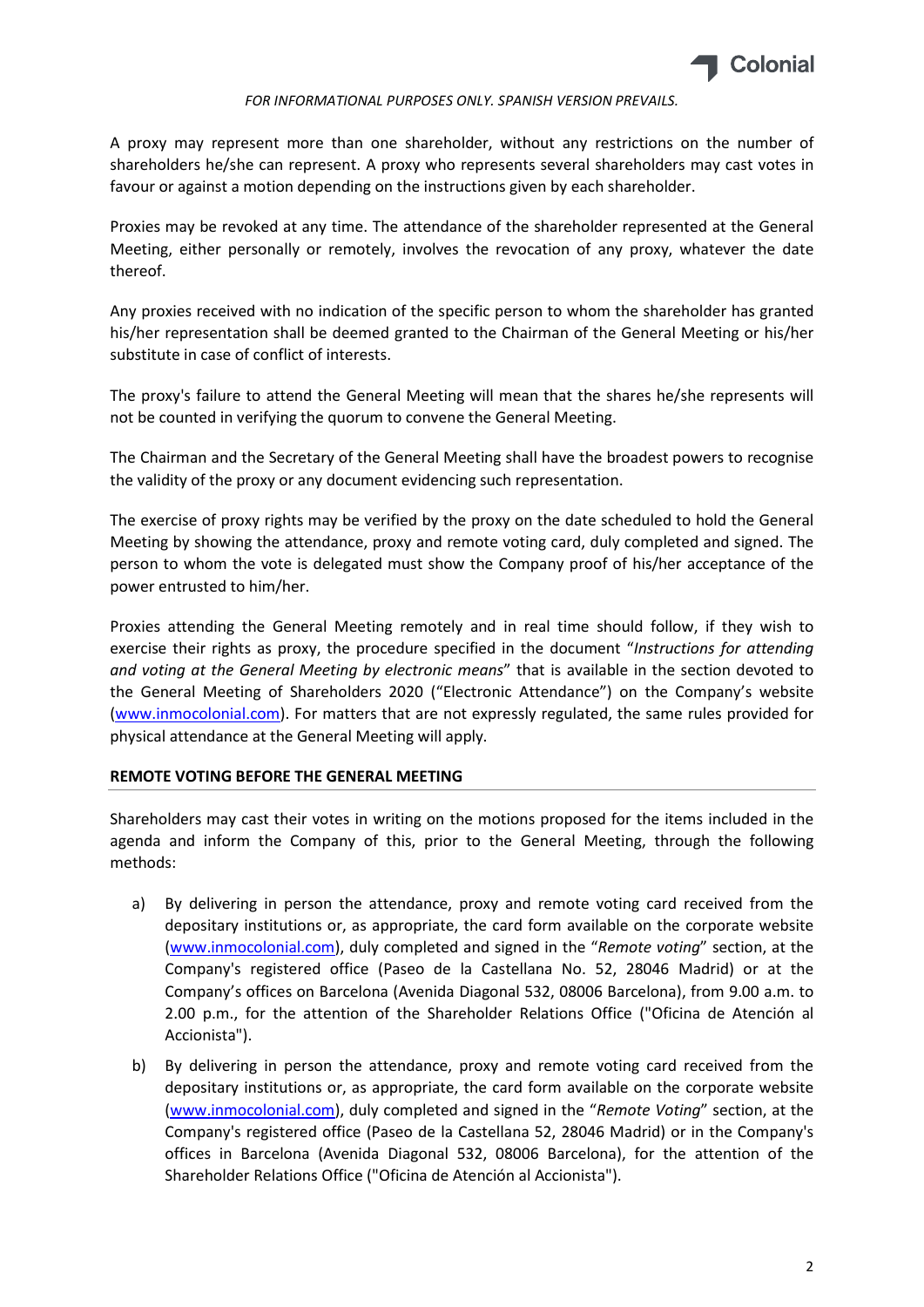*FOR INFORMATIONAL PURPOSES ONLY. SPANISH VERSION PREVAILS.*

A proxy may represent more than one shareholder, without any restrictions on the number of shareholders he/she can represent. A proxy who represents several shareholders may cast votes in favour or against a motion depending on the instructions given by each shareholder.

Proxies may be revoked at any time. The attendance of the shareholder represented at the General Meeting, either personally or remotely, involves the revocation of any proxy, whatever the date thereof.

Any proxies received with no indication of the specific person to whom the shareholder has granted his/her representation shall be deemed granted to the Chairman of the General Meeting or his/her substitute in case of conflict of interests.

The proxy's failure to attend the General Meeting will mean that the shares he/she represents will not be counted in verifying the quorum to convene the General Meeting.

The Chairman and the Secretary of the General Meeting shall have the broadest powers to recognise the validity of the proxy or any document evidencing such representation.

The exercise of proxy rights may be verified by the proxy on the date scheduled to hold the General Meeting by showing the attendance, proxy and remote voting card, duly completed and signed. The person to whom the vote is delegated must show the Company proof of his/her acceptance of the power entrusted to him/her.

Proxies attending the General Meeting remotely and in real time should follow, if they wish to exercise their rights as proxy, the procedure specified in the document "*Instructions for attending and voting at the General Meeting by electronic means*" that is available in the section devoted to the General Meeting of Shareholders 2020 ("Electronic Attendance") on the Company's website (www.inmocolonial.com). For matters that are not expressly regulated, the same rules provided for physical attendance at the General Meeting will apply.

**REMOTE VOTING BEFORE THE GENERAL MEETING**

Shareholders may cast their votes in writing on the motions proposed for the items included in the agenda and inform the Company of this, prior to the General Meeting, through the following methods:

a) By delivering in person the attendance, proxy and remote voting card received from the depositary institutions or, as appropriate, the card form available on the corporate website (www.inmocolonial.com), duly completed and signed in the "*Remote voting*" section, at the Company's registered office (Paseo de la Castellana No. 52, 28046 Madrid) or at the Company's offices on Barcelona (Avenida Diagonal 532, 08006 Barcelona), from 9.00 a.m. to 2.00 p.m., for the attention of the Shareholder Relations Office ("Oficina de Atención al Accionista").

b) By delivering in person the attendance, proxy and remote voting card received from the depositary institutions or, as appropriate, the card form available on the corporate website (www.inmocolonial.com), duly completed and signed in the "*Remote Voting*" section, at the Company's registered office (Paseo de la Castellana 52, 28046 Madrid) or in the Company's offices in Barcelona (Avenida Diagonal 532, 08006 Barcelona), for the attention of the Shareholder Relations Office ("Oficina de Atención al Accionista").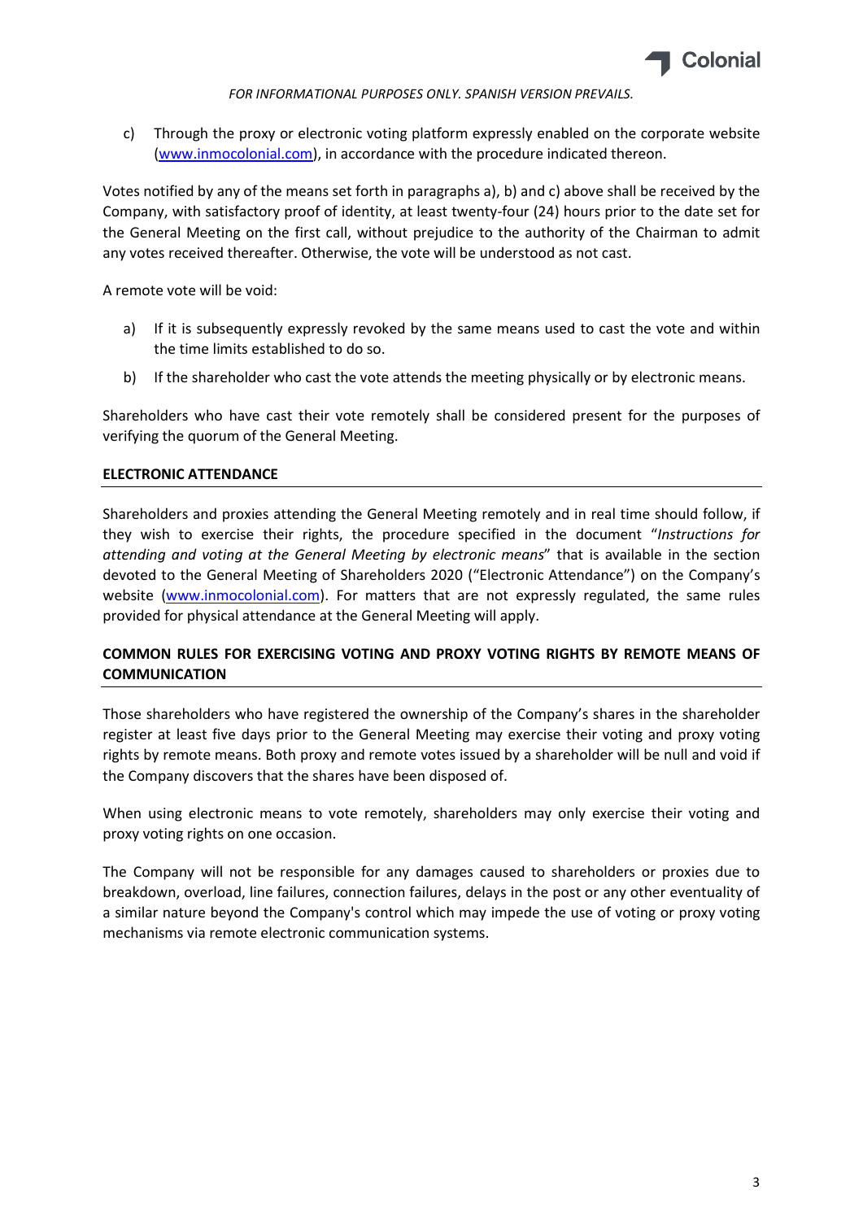*FOR INFORMATIONAL PURPOSES ONLY. SPANISH VERSION PREVAILS.*

c) Through the proxy or electronic voting platform expressly enabled on the corporate website (www.inmocolonial.com), in accordance with the procedure indicated thereon.

Votes notified by any of the means set forth in paragraphs a), b) and c) above shall be received by the Company, with satisfactory proof of identity, at least twenty-four (24) hours prior to the date set for the General Meeting on the first call, without prejudice to the authority of the Chairman to admit any votes received thereafter. Otherwise, the vote will be understood as not cast.

A remote vote will be void:

a) If it is subsequently expressly revoked by the same means used to cast the vote and within the time limits established to do so.

b) If the shareholder who cast the vote attends the meeting physically or by electronic means.

Shareholders who have cast their vote remotely shall be considered present for the purposes of verifying the quorum of the General Meeting.

**ELECTRONIC ATTENDANCE**

Shareholders and proxies attending the General Meeting remotely and in real time should follow, if they wish to exercise their rights, the procedure specified in the document "*Instructions for attending and voting at the General Meeting by electronic means*" that is available in the section devoted to the General Meeting of Shareholders 2020 ("Electronic Attendance") on the Company's website (www.inmocolonial.com). For matters that are not expressly regulated, the same rules provided for physical attendance at the General Meeting will apply.

**COMMON RULES FOR EXERCISING VOTING AND PROXY VOTING RIGHTS BY REMOTE MEANS OF COMMUNICATION**

Those shareholders who have registered the ownership of the Company's shares in the shareholder register at least five days prior to the General Meeting may exercise their voting and proxy voting rights by remote means. Both proxy and remote votes issued by a shareholder will be null and void if the Company discovers that the shares have been disposed of.

When using electronic means to vote remotely, shareholders may only exercise their voting and proxy voting rights on one occasion.

The Company will not be responsible for any damages caused to shareholders or proxies due to breakdown, overload, line failures, connection failures, delays in the post or any other eventuality of a similar nature beyond the Company's control which may impede the use of voting or proxy voting mechanisms via remote electronic communication systems.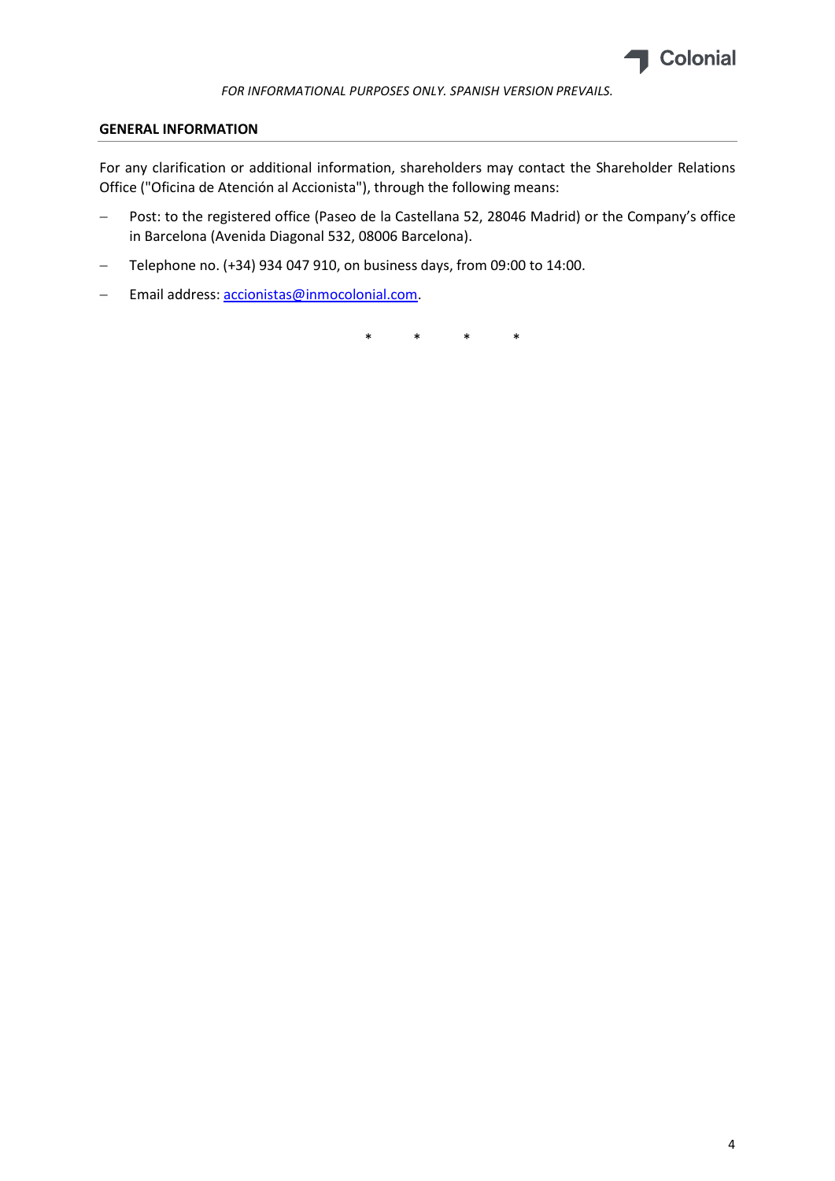*FOR INFORMATIONAL PURPOSES ONLY. SPANISH VERSION PREVAILS.*

**GENERAL INFORMATION**

For any clarification or additional information, shareholders may contact the Shareholder Relations Office ("Oficina de Atención al Accionista"), through the following means:

- Post: to the registered office (Paseo de la Castellana 52, 28046 Madrid) or the Company's office in Barcelona (Avenida Diagonal 532, 08006 Barcelona).
- Telephone no. (+34) 934 047 910, on business days, from 09:00 to 14:00.
- Email address: accionistas@inmocolonial.com.

\* \* \* \*